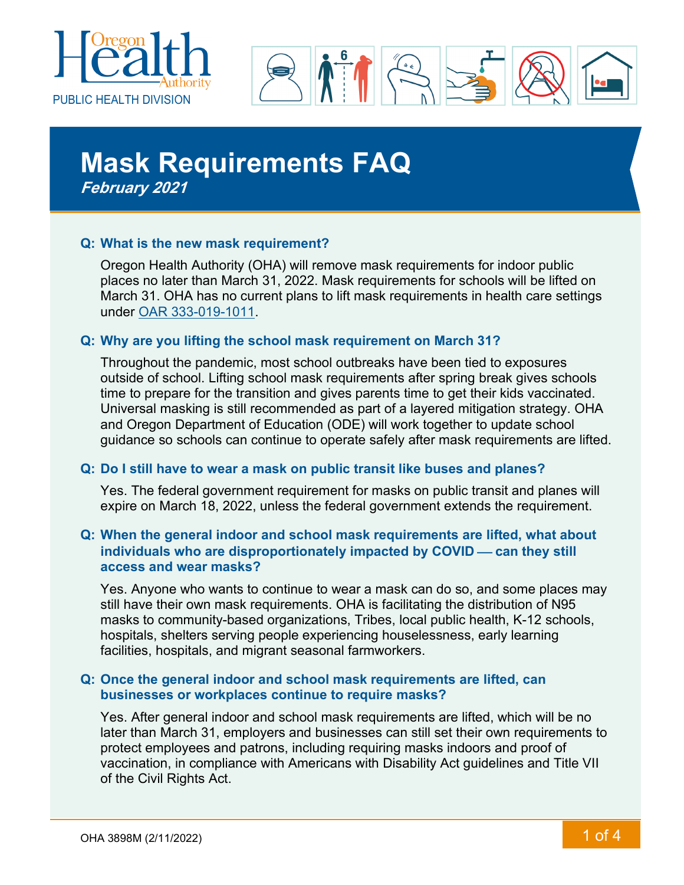Oregon Health Authority

PUBLIC HEALTH DIVISION

# Mask Requirements FAQ

***February 2021***

### Q: What is the new mask requirement?

Oregon Health Authority (OHA) will remove mask requirements for indoor public places no later than March 31, 2022. Mask requirements for schools will be lifted on March 31. OHA has no current plans to lift mask requirements in health care settings under OAR 333-019-1011.

### Q: Why are you lifting the school mask requirement on March 31?

Throughout the pandemic, most school outbreaks have been tied to exposures outside of school. Lifting school mask requirements after spring break gives schools time to prepare for the transition and gives parents time to get their kids vaccinated. Universal masking is still recommended as part of a layered mitigation strategy. OHA and Oregon Department of Education (ODE) will work together to update school guidance so schools can continue to operate safely after mask requirements are lifted.

### Q: Do I still have to wear a mask on public transit like buses and planes?

Yes. The federal government requirement for masks on public transit and planes will expire on March 18, 2022, unless the federal government extends the requirement.

### Q: When the general indoor and school mask requirements are lifted, what about individuals who are disproportionately impacted by COVID — can they still access and wear masks?

Yes. Anyone who wants to continue to wear a mask can do so, and some places may still have their own mask requirements. OHA is facilitating the distribution of N95 masks to community-based organizations, Tribes, local public health, K-12 schools, hospitals, shelters serving people experiencing houselessness, early learning facilities, hospitals, and migrant seasonal farmworkers.

### Q: Once the general indoor and school mask requirements are lifted, can businesses or workplaces continue to require masks?

Yes. After general indoor and school mask requirements are lifted, which will be no later than March 31, employers and businesses can still set their own requirements to protect employees and patrons, including requiring masks indoors and proof of vaccination, in compliance with Americans with Disability Act guidelines and Title VII of the Civil Rights Act.

OHA 3898M (2/11/2022)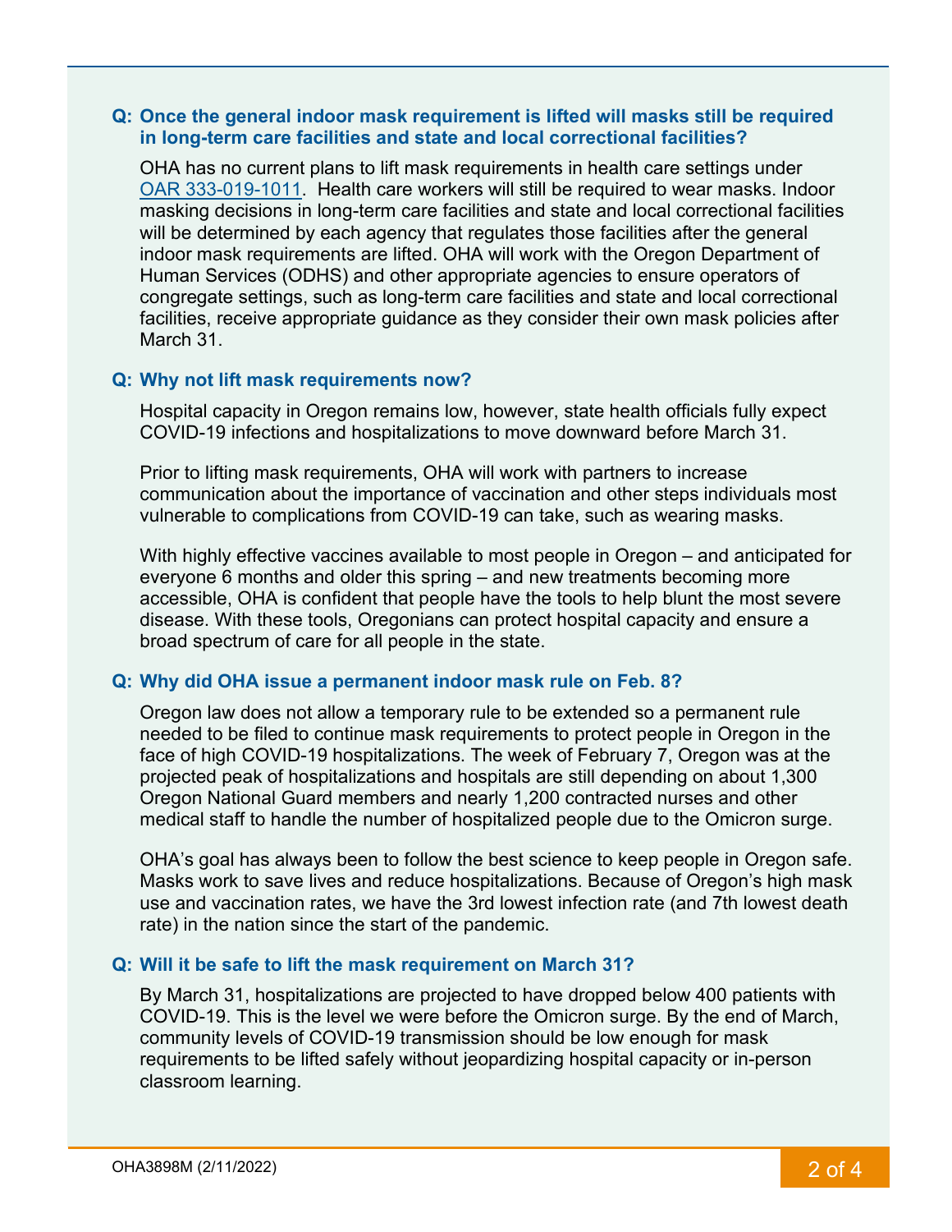**Q: Once the general indoor mask requirement is lifted will masks still be required in long-term care facilities and state and local correctional facilities?**

OHA has no current plans to lift mask requirements in health care settings under [OAR 333-019-1011](OAR 333-019-1011). Health care workers will still be required to wear masks. Indoor masking decisions in long-term care facilities and state and local correctional facilities will be determined by each agency that regulates those facilities after the general indoor mask requirements are lifted. OHA will work with the Oregon Department of Human Services (ODHS) and other appropriate agencies to ensure operators of congregate settings, such as long-term care facilities and state and local correctional facilities, receive appropriate guidance as they consider their own mask policies after March 31.

**Q: Why not lift mask requirements now?**

Hospital capacity in Oregon remains low, however, state health officials fully expect COVID-19 infections and hospitalizations to move downward before March 31.

Prior to lifting mask requirements, OHA will work with partners to increase communication about the importance of vaccination and other steps individuals most vulnerable to complications from COVID-19 can take, such as wearing masks.

With highly effective vaccines available to most people in Oregon – and anticipated for everyone 6 months and older this spring – and new treatments becoming more accessible, OHA is confident that people have the tools to help blunt the most severe disease. With these tools, Oregonians can protect hospital capacity and ensure a broad spectrum of care for all people in the state.

**Q: Why did OHA issue a permanent indoor mask rule on Feb. 8?**

Oregon law does not allow a temporary rule to be extended so a permanent rule needed to be filed to continue mask requirements to protect people in Oregon in the face of high COVID-19 hospitalizations. The week of February 7, Oregon was at the projected peak of hospitalizations and hospitals are still depending on about 1,300 Oregon National Guard members and nearly 1,200 contracted nurses and other medical staff to handle the number of hospitalized people due to the Omicron surge.

OHA's goal has always been to follow the best science to keep people in Oregon safe. Masks work to save lives and reduce hospitalizations. Because of Oregon's high mask use and vaccination rates, we have the 3rd lowest infection rate (and 7th lowest death rate) in the nation since the start of the pandemic.

**Q: Will it be safe to lift the mask requirement on March 31?**

By March 31, hospitalizations are projected to have dropped below 400 patients with COVID-19. This is the level we were before the Omicron surge. By the end of March, community levels of COVID-19 transmission should be low enough for mask requirements to be lifted safely without jeopardizing hospital capacity or in-person classroom learning.

OHA3898M (2/11/2022)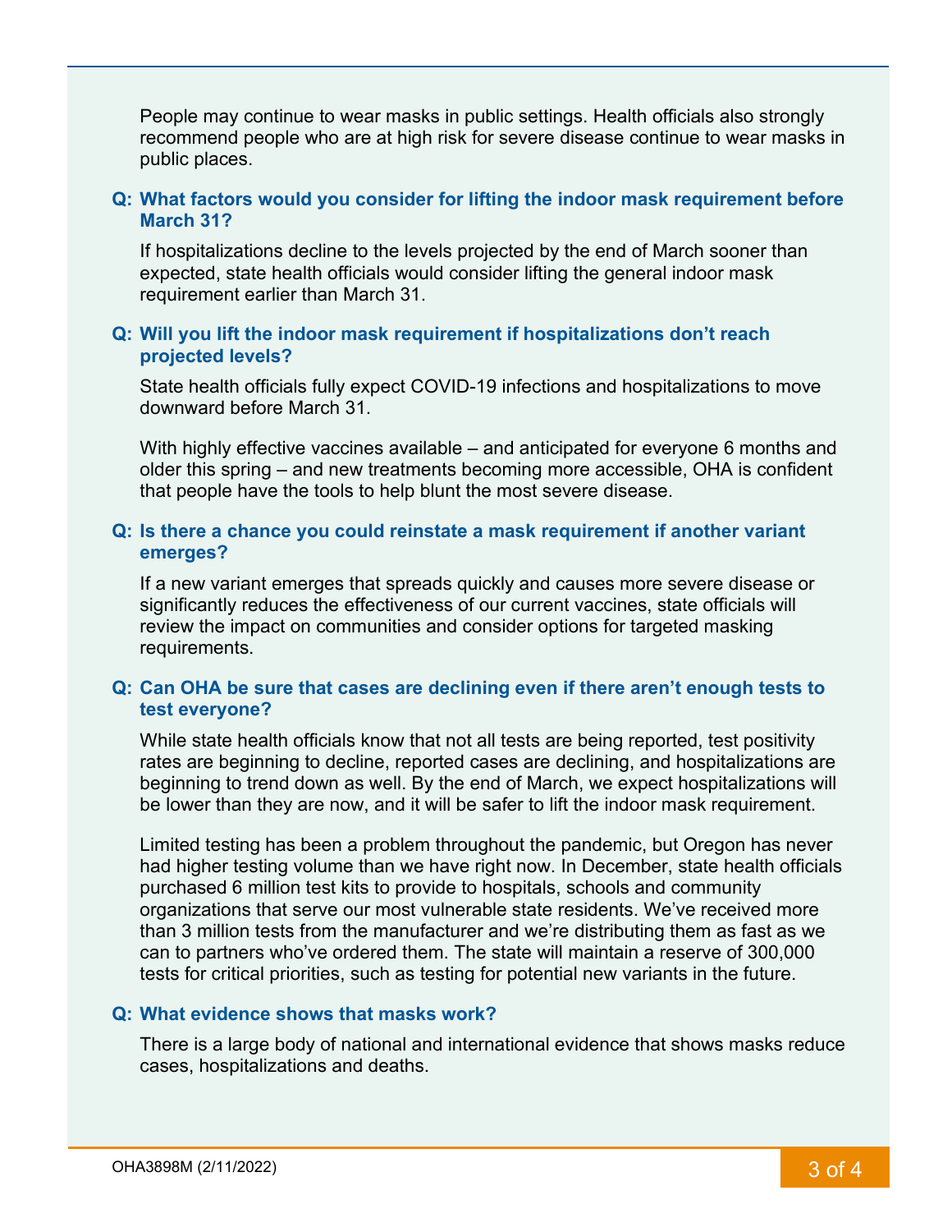People may continue to wear masks in public settings. Health officials also strongly recommend people who are at high risk for severe disease continue to wear masks in public places.

**Q: What factors would you consider for lifting the indoor mask requirement before March 31?**

If hospitalizations decline to the levels projected by the end of March sooner than expected, state health officials would consider lifting the general indoor mask requirement earlier than March 31.

**Q: Will you lift the indoor mask requirement if hospitalizations don't reach projected levels?**

State health officials fully expect COVID-19 infections and hospitalizations to move downward before March 31.

With highly effective vaccines available – and anticipated for everyone 6 months and older this spring – and new treatments becoming more accessible, OHA is confident that people have the tools to help blunt the most severe disease.

**Q: Is there a chance you could reinstate a mask requirement if another variant emerges?**

If a new variant emerges that spreads quickly and causes more severe disease or significantly reduces the effectiveness of our current vaccines, state officials will review the impact on communities and consider options for targeted masking requirements.

**Q: Can OHA be sure that cases are declining even if there aren't enough tests to test everyone?**

While state health officials know that not all tests are being reported, test positivity rates are beginning to decline, reported cases are declining, and hospitalizations are beginning to trend down as well. By the end of March, we expect hospitalizations will be lower than they are now, and it will be safer to lift the indoor mask requirement.

Limited testing has been a problem throughout the pandemic, but Oregon has never had higher testing volume than we have right now. In December, state health officials purchased 6 million test kits to provide to hospitals, schools and community organizations that serve our most vulnerable state residents. We've received more than 3 million tests from the manufacturer and we're distributing them as fast as we can to partners who've ordered them. The state will maintain a reserve of 300,000 tests for critical priorities, such as testing for potential new variants in the future.

**Q: What evidence shows that masks work?**

There is a large body of national and international evidence that shows masks reduce cases, hospitalizations and deaths.

OHA3898M (2/11/2022)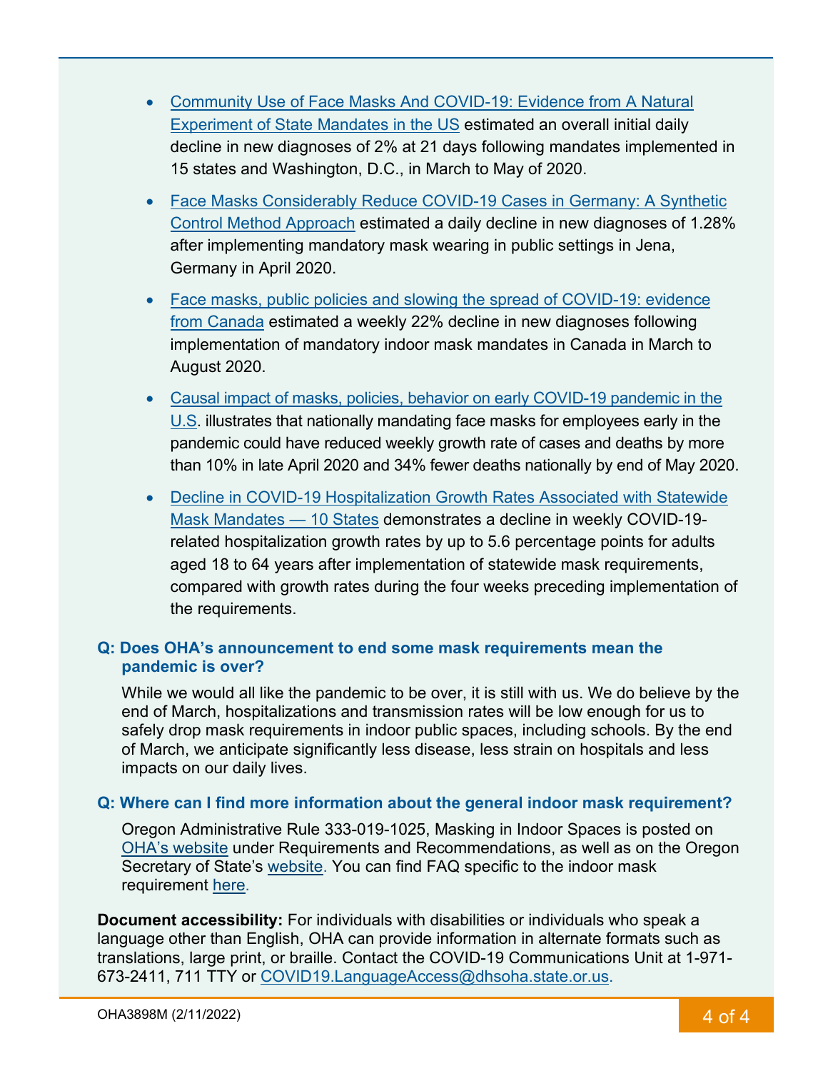- Community Use of Face Masks And COVID-19: Evidence from A Natural Experiment of State Mandates in the US estimated an overall initial daily decline in new diagnoses of 2% at 21 days following mandates implemented in 15 states and Washington, D.C., in March to May of 2020.
- Face Masks Considerably Reduce COVID-19 Cases in Germany: A Synthetic Control Method Approach estimated a daily decline in new diagnoses of 1.28% after implementing mandatory mask wearing in public settings in Jena, Germany in April 2020.
- Face masks, public policies and slowing the spread of COVID-19: evidence from Canada estimated a weekly 22% decline in new diagnoses following implementation of mandatory indoor mask mandates in Canada in March to August 2020.
- Causal impact of masks, policies, behavior on early COVID-19 pandemic in the U.S. illustrates that nationally mandating face masks for employees early in the pandemic could have reduced weekly growth rate of cases and deaths by more than 10% in late April 2020 and 34% fewer deaths nationally by end of May 2020.
- Decline in COVID-19 Hospitalization Growth Rates Associated with Statewide Mask Mandates — 10 States demonstrates a decline in weekly COVID-19-related hospitalization growth rates by up to 5.6 percentage points for adults aged 18 to 64 years after implementation of statewide mask requirements, compared with growth rates during the four weeks preceding implementation of the requirements.

**Q: Does OHA's announcement to end some mask requirements mean the pandemic is over?**

While we would all like the pandemic to be over, it is still with us. We do believe by the end of March, hospitalizations and transmission rates will be low enough for us to safely drop mask requirements in indoor public spaces, including schools. By the end of March, we anticipate significantly less disease, less strain on hospitals and less impacts on our daily lives.

**Q: Where can I find more information about the general indoor mask requirement?**

Oregon Administrative Rule 333-019-1025, Masking in Indoor Spaces is posted on OHA's website under Requirements and Recommendations, as well as on the Oregon Secretary of State's website. You can find FAQ specific to the indoor mask requirement here.

**Document accessibility:** For individuals with disabilities or individuals who speak a language other than English, OHA can provide information in alternate formats such as translations, large print, or braille. Contact the COVID-19 Communications Unit at 1-971-673-2411, 711 TTY or COVID19.LanguageAccess@dhsoha.state.or.us.

OHA3898M (2/11/2022)